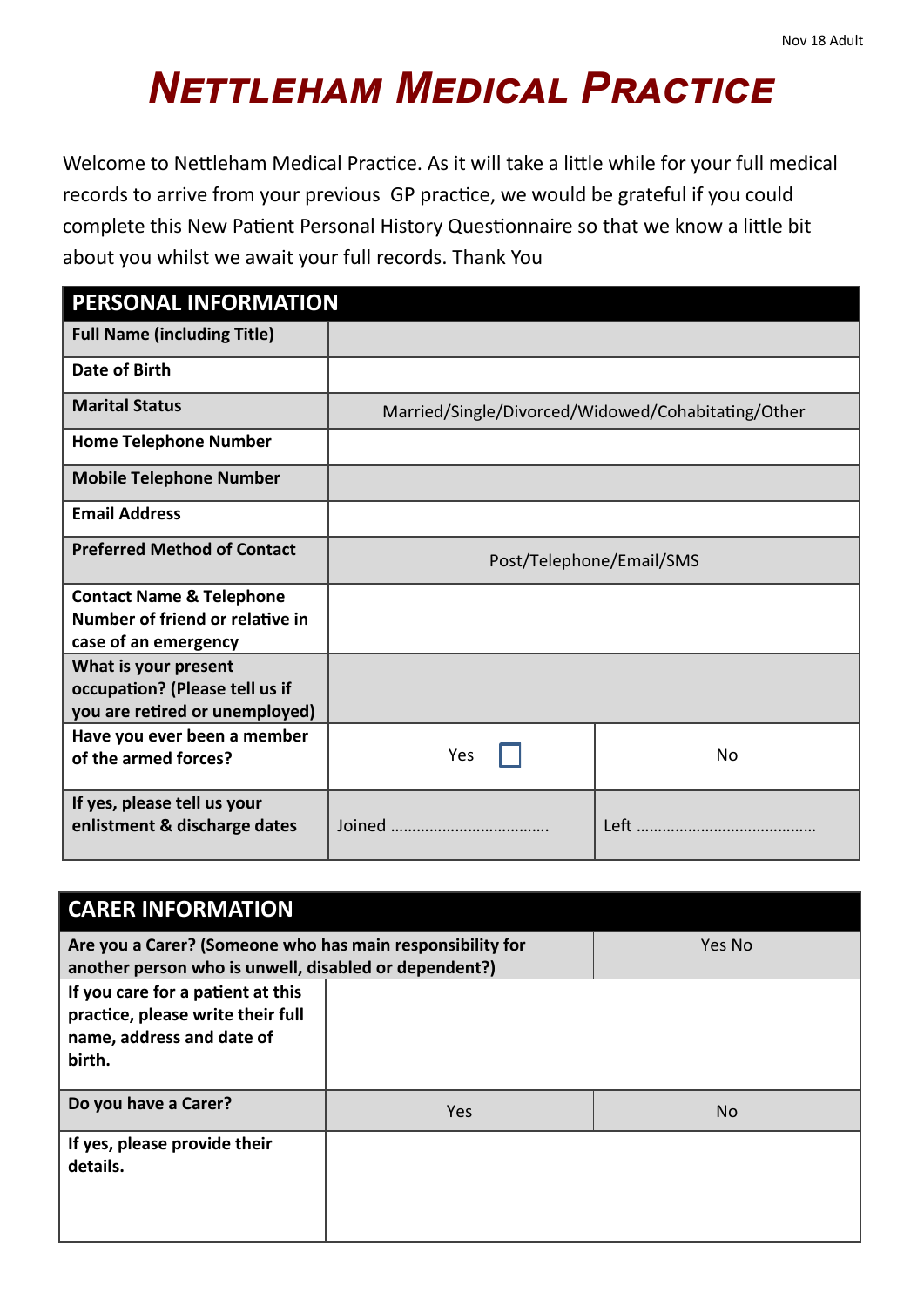Nov 18 Adult

# NETTLEHAM MEDICAL PRACTICE

Welcome to Nettleham Medical Practice. As it will take a little while for your full medical records to arrive from your previous GP practice, we would be grateful if you could complete this New Patient Personal History Questionnaire so that we know a little bit about you whilst we await your full records. Thank You

| PERSONAL INFORMATION | | |
|---|---|---|
| **Full Name (including Title)** | | |
| **Date of Birth** | | |
| **Marital Status** | Married/Single/Divorced/Widowed/Cohabitating/Other | |
| **Home Telephone Number** | | |
| **Mobile Telephone Number** | | |
| **Email Address** | | |
| **Preferred Method of Contact** | Post/Telephone/Email/SMS | |
| **Contact Name & Telephone Number of friend or relative in case of an emergency** | | |
| **What is your present occupation? (Please tell us if you are retired or unemployed)** | | |
| **Have you ever been a member of the armed forces?** | Yes ☐ | No |
| **If yes, please tell us your enlistment & discharge dates** | Joined ……………………………… | Left …………………………………… |

| CARER INFORMATION | | |
|---|---|---|
| **Are you a Carer? (Someone who has main responsibility for another person who is unwell, disabled or dependent?)** | | Yes No |
| **If you care for a patient at this practice, please write their full name, address and date of birth.** | | |
| **Do you have a Carer?** | Yes | No |
| **If yes, please provide their details.** | | |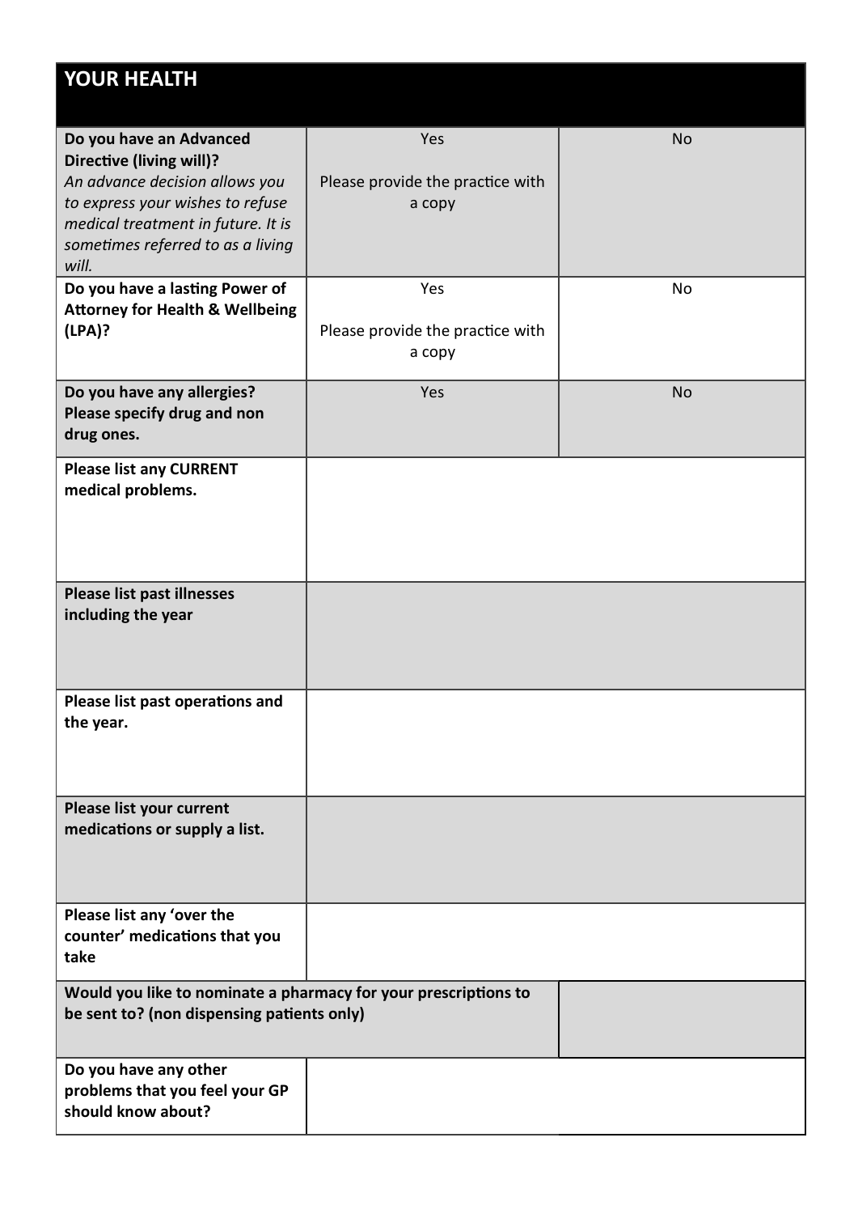## YOUR HEALTH

| | | |
|---|---|---|
| **Do you have an Advanced Directive (living will)?** *An advance decision allows you to express your wishes to refuse medical treatment in future. It is sometimes referred to as a living will.* | Yes<br>Please provide the practice with a copy | No |
| **Do you have a lasting Power of Attorney for Health & Wellbeing (LPA)?** | Yes<br>Please provide the practice with a copy | No |
| **Do you have any allergies? Please specify drug and non drug ones.** | Yes | No |
| **Please list any CURRENT medical problems.** | | |
| **Please list past illnesses including the year** | | |
| **Please list past operations and the year.** | | |
| **Please list your current medications or supply a list.** | | |
| **Please list any 'over the counter' medications that you take** | | |
| **Would you like to nominate a pharmacy for your prescriptions to be sent to? (non dispensing patients only)** | | |
| **Do you have any other problems that you feel your GP should know about?** | | |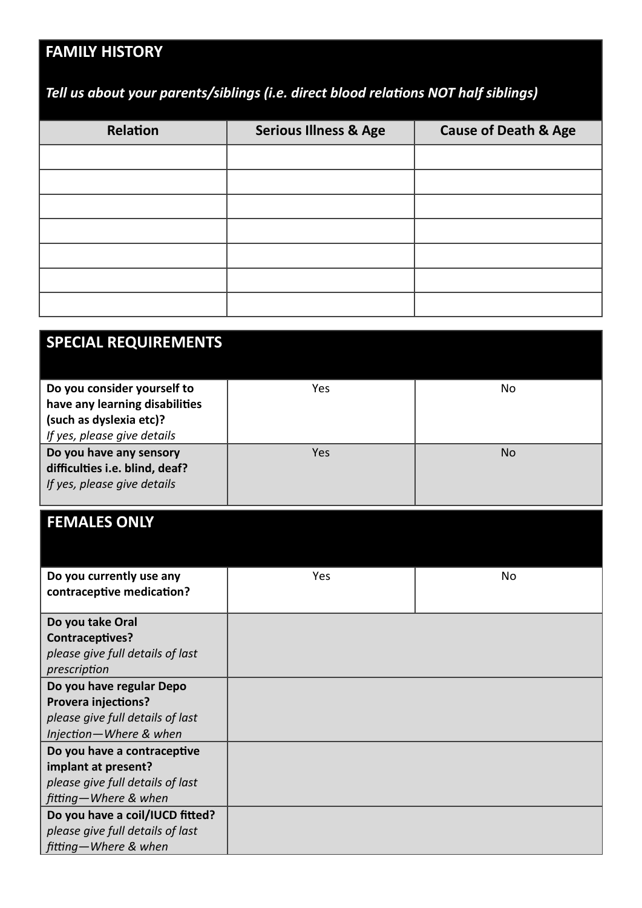## FAMILY HISTORY

***Tell us about your parents/siblings (i.e. direct blood relations NOT half siblings)***

| Relation | Serious Illness & Age | Cause of Death & Age |
|---|---|---|
| | | |
| | | |
| | | |
| | | |
| | | |
| | | |
| | | |

## SPECIAL REQUIREMENTS

| | | |
|---|---|---|
| **Do you consider yourself to have any learning disabilities (such as dyslexia etc)?** *If yes, please give details* | Yes | No |
| **Do you have any sensory difficulties i.e. blind, deaf?** *If yes, please give details* | Yes | No |

## FEMALES ONLY

| | | |
|---|---|---|
| **Do you currently use any contraceptive medication?** | Yes | No |
| **Do you take Oral Contraceptives?** *please give full details of last prescription* | | |
| **Do you have regular Depo Provera injections?** *please give full details of last Injection—Where & when* | | |
| **Do you have a contraceptive implant at present?** *please give full details of last fitting—Where & when* | | |
| **Do you have a coil/IUCD fitted?** *please give full details of last fitting—Where & when* | | |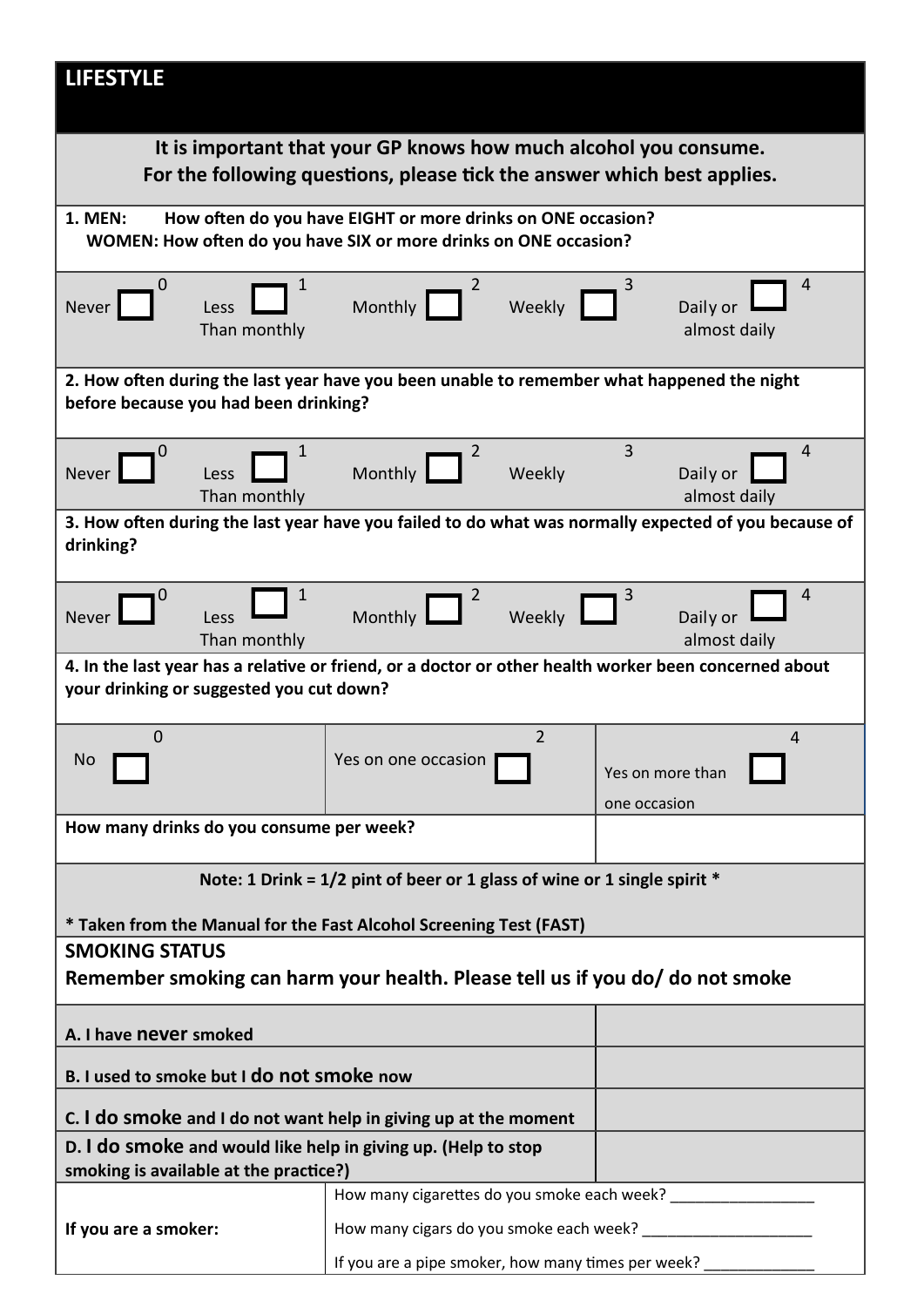## LIFESTYLE

**It is important that your GP knows how much alcohol you consume.**
**For the following questions, please tick the answer which best applies.**

**1. MEN: How often do you have EIGHT or more drinks on ONE occasion?**
**WOMEN: How often do you have SIX or more drinks on ONE occasion?**

| Never ☐ 0 | Less Than monthly ☐ 1 | Monthly ☐ 2 | Weekly ☐ 3 | Daily or almost daily ☐ 4 |
|---|---|---|---|---|

**2. How often during the last year have you been unable to remember what happened the night before because you had been drinking?**

| Never ☐ 0 | Less Than monthly ☐ 1 | Monthly ☐ 2 | Weekly 3 | Daily or almost daily ☐ 4 |
|---|---|---|---|---|

**3. How often during the last year have you failed to do what was normally expected of you because of drinking?**

| Never ☐ 0 | Less Than monthly ☐ 1 | Monthly ☐ 2 | Weekly ☐ 3 | Daily or almost daily ☐ 4 |
|---|---|---|---|---|

**4. In the last year has a relative or friend, or a doctor or other health worker been concerned about your drinking or suggested you cut down?**

| No ☐ 0 | Yes on one occasion ☐ 2 | Yes on more than one occasion ☐ 4 |
|---|---|---|

| **How many drinks do you consume per week?** | |
|---|---|

**Note: 1 Drink = 1/2 pint of beer or 1 glass of wine or 1 single spirit ***

*** Taken from the Manual for the Fast Alcohol Screening Test (FAST)**

## SMOKING STATUS

**Remember smoking can harm your health. Please tell us if you do/ do not smoke**

| | |
|---|---|
| **A. I have never smoked** | |
| **B. I used to smoke but I do not smoke now** | |
| **C. I do smoke and I do not want help in giving up at the moment** | |
| **D. I do smoke and would like help in giving up. (Help to stop smoking is available at the practice?)** | |

| **If you are a smoker:** | How many cigarettes do you smoke each week? ________________<br>How many cigars do you smoke each week? ____________________<br>If you are a pipe smoker, how many times per week? _____________ |
|---|---|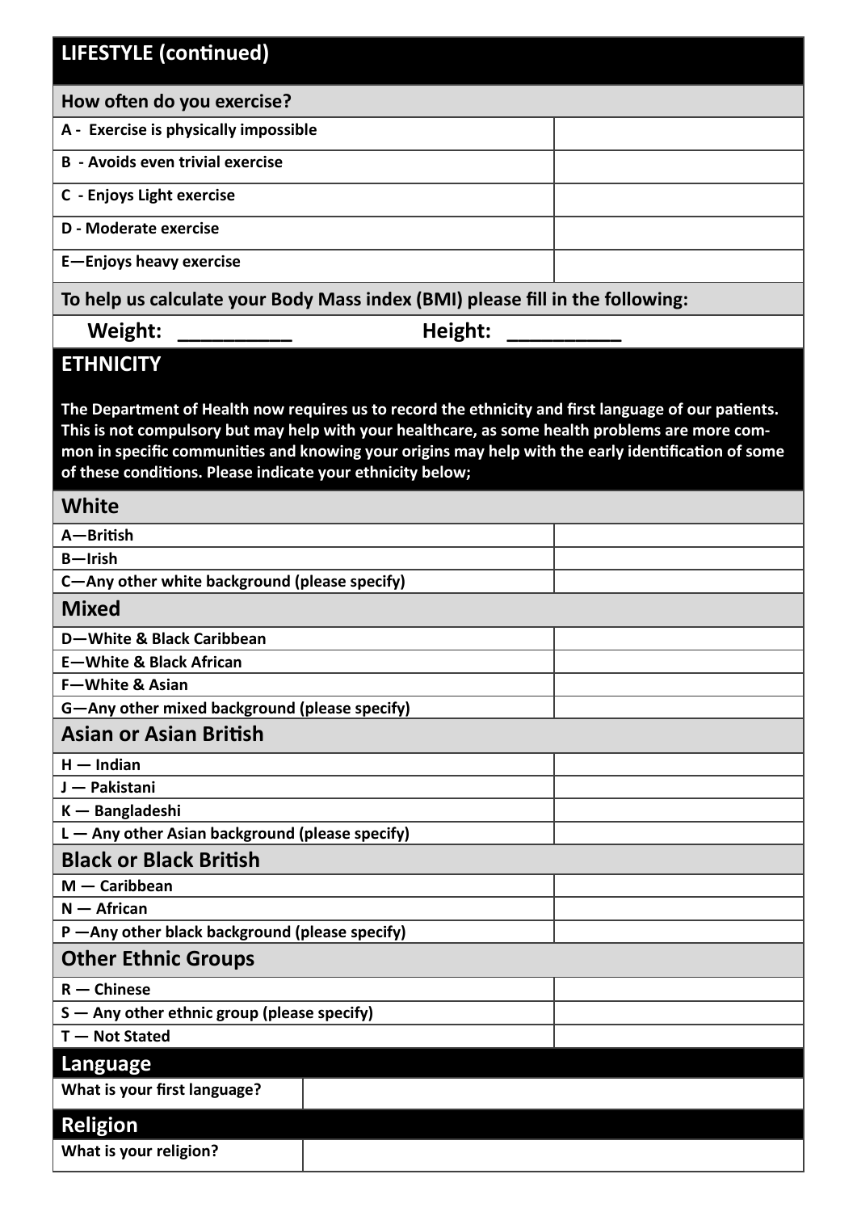## LIFESTYLE (continued)

**How often do you exercise?**

| | |
|---|---|
| A - Exercise is physically impossible | |
| B - Avoids even trivial exercise | |
| C - Enjoys Light exercise | |
| D - Moderate exercise | |
| E—Enjoys heavy exercise | |

**To help us calculate your Body Mass index (BMI) please fill in the following:**

**Weight: __________ Height: __________**

## ETHNICITY

**The Department of Health now requires us to record the ethnicity and first language of our patients. This is not compulsory but may help with your healthcare, as some health problems are more common in specific communities and knowing your origins may help with the early identification of some of these conditions. Please indicate your ethnicity below;**

### White

| | |
|---|---|
| A—British | |
| B—Irish | |
| C—Any other white background (please specify) | |

### Mixed

| | |
|---|---|
| D—White & Black Caribbean | |
| E—White & Black African | |
| F—White & Asian | |
| G—Any other mixed background (please specify) | |

### Asian or Asian British

| | |
|---|---|
| H — Indian | |
| J — Pakistani | |
| K — Bangladeshi | |
| L — Any other Asian background (please specify) | |

### Black or Black British

| | |
|---|---|
| M — Caribbean | |
| N — African | |
| P —Any other black background (please specify) | |

### Other Ethnic Groups

| | |
|---|---|
| R — Chinese | |
| S — Any other ethnic group (please specify) | |
| T — Not Stated | |

## Language

| | |
|---|---|
| What is your first language? | |

## Religion

| | |
|---|---|
| What is your religion? | |